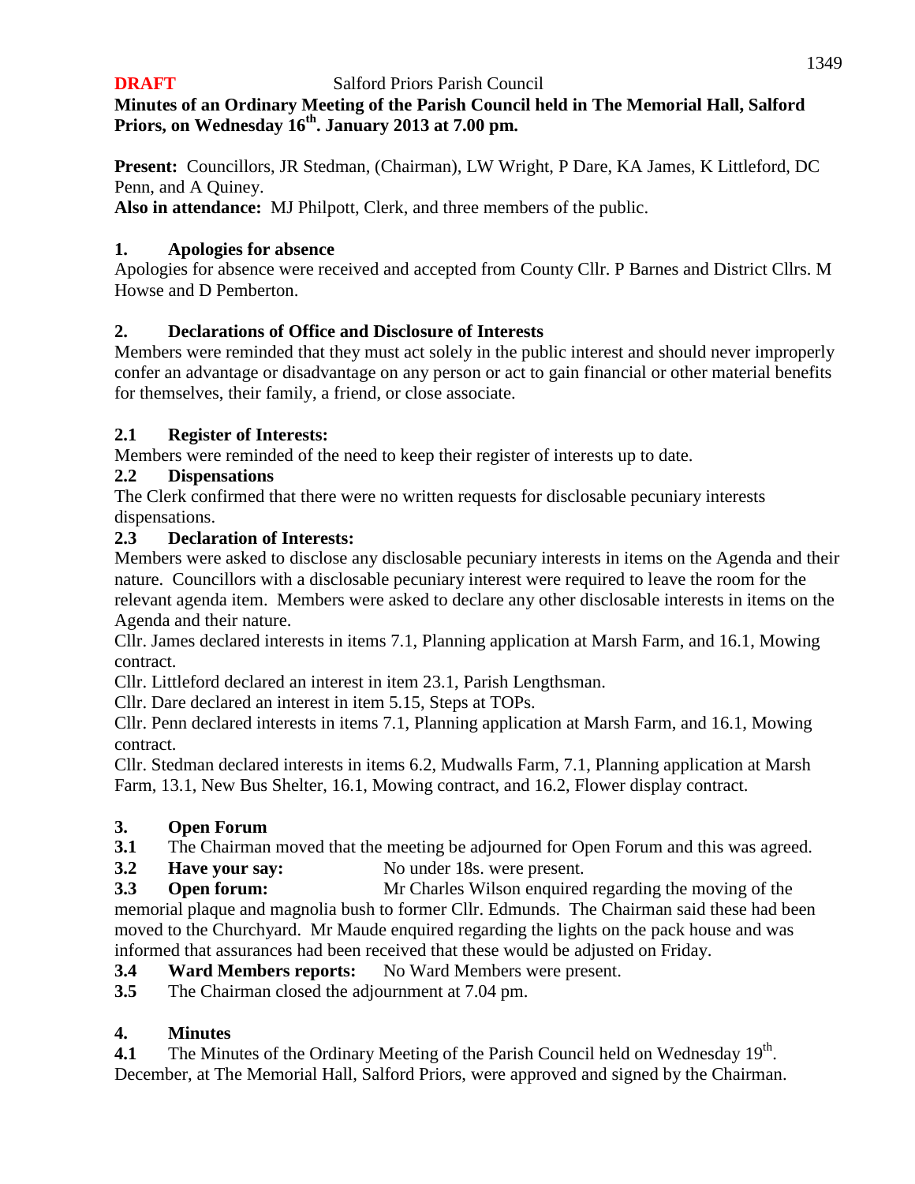**DRAFT** Salford Priors Parish Council

**Minutes of an Ordinary Meeting of the Parish Council held in The Memorial Hall, Salford Priors, on Wednesday 16th. January 2013 at 7.00 pm.**

**Present:** Councillors, JR Stedman, (Chairman), LW Wright, P Dare, KA James, K Littleford, DC Penn, and A Quiney.

**Also in attendance:** MJ Philpott, Clerk, and three members of the public.

## 1. Apologies for absence

Apologies for absence were received and accepted from County Cllr. P Barnes and District Cllrs. M Howse and D Pemberton.

## 2. Declarations of Office and Disclosure of Interests

Members were reminded that they must act solely in the public interest and should never improperly confer an advantage or disadvantage on any person or act to gain financial or other material benefits for themselves, their family, a friend, or close associate.

### 2.1 Register of Interests:

Members were reminded of the need to keep their register of interests up to date.

### 2.2 Dispensations

The Clerk confirmed that there were no written requests for disclosable pecuniary interests dispensations.

### 2.3 Declaration of Interests:

Members were asked to disclose any disclosable pecuniary interests in items on the Agenda and their nature. Councillors with a disclosable pecuniary interest were required to leave the room for the relevant agenda item. Members were asked to declare any other disclosable interests in items on the Agenda and their nature.

Cllr. James declared interests in items 7.1, Planning application at Marsh Farm, and 16.1, Mowing contract.

Cllr. Littleford declared an interest in item 23.1, Parish Lengthsman.

Cllr. Dare declared an interest in item 5.15, Steps at TOPs.

Cllr. Penn declared interests in items 7.1, Planning application at Marsh Farm, and 16.1, Mowing contract.

Cllr. Stedman declared interests in items 6.2, Mudwalls Farm, 7.1, Planning application at Marsh Farm, 13.1, New Bus Shelter, 16.1, Mowing contract, and 16.2, Flower display contract.

## 3. Open Forum

**3.1** The Chairman moved that the meeting be adjourned for Open Forum and this was agreed.

**3.2 Have your say:** No under 18s. were present.

**3.3 Open forum:** Mr Charles Wilson enquired regarding the moving of the memorial plaque and magnolia bush to former Cllr. Edmunds. The Chairman said these had been moved to the Churchyard. Mr Maude enquired regarding the lights on the pack house and was informed that assurances had been received that these would be adjusted on Friday.

**3.4 Ward Members reports:** No Ward Members were present.

**3.5** The Chairman closed the adjournment at 7.04 pm.

## 4. Minutes

**4.1** The Minutes of the Ordinary Meeting of the Parish Council held on Wednesday 19th. December, at The Memorial Hall, Salford Priors, were approved and signed by the Chairman.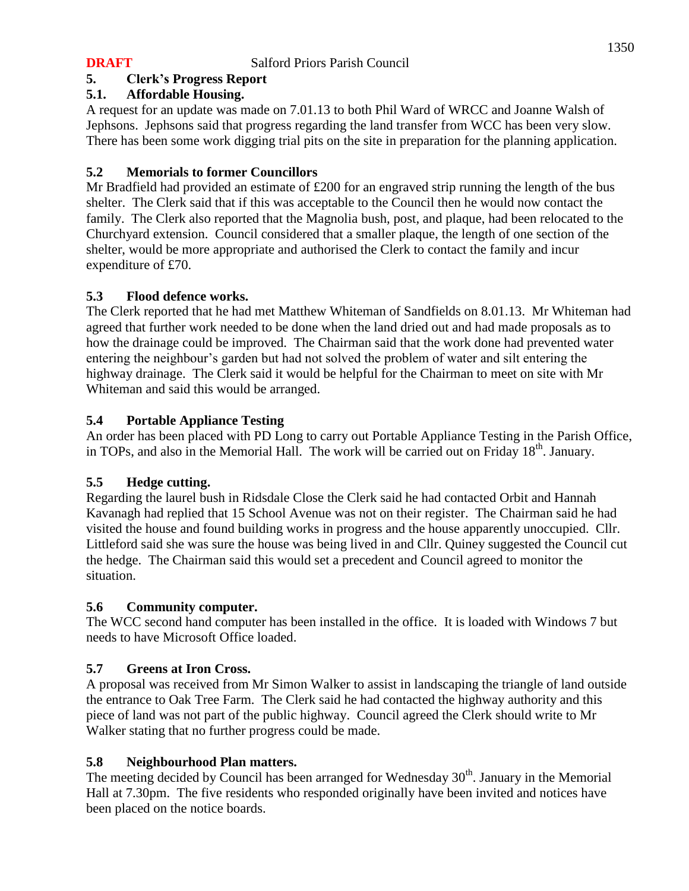**DRAFT** Salford Priors Parish Council

## 5. Clerk's Progress Report

### 5.1. Affordable Housing.

A request for an update was made on 7.01.13 to both Phil Ward of WRCC and Joanne Walsh of Jephsons. Jephsons said that progress regarding the land transfer from WCC has been very slow. There has been some work digging trial pits on the site in preparation for the planning application.

### 5.2 Memorials to former Councillors

Mr Bradfield had provided an estimate of £200 for an engraved strip running the length of the bus shelter. The Clerk said that if this was acceptable to the Council then he would now contact the family. The Clerk also reported that the Magnolia bush, post, and plaque, had been relocated to the Churchyard extension. Council considered that a smaller plaque, the length of one section of the shelter, would be more appropriate and authorised the Clerk to contact the family and incur expenditure of £70.

### 5.3 Flood defence works.

The Clerk reported that he had met Matthew Whiteman of Sandfields on 8.01.13. Mr Whiteman had agreed that further work needed to be done when the land dried out and had made proposals as to how the drainage could be improved. The Chairman said that the work done had prevented water entering the neighbour's garden but had not solved the problem of water and silt entering the highway drainage. The Clerk said it would be helpful for the Chairman to meet on site with Mr Whiteman and said this would be arranged.

### 5.4 Portable Appliance Testing

An order has been placed with PD Long to carry out Portable Appliance Testing in the Parish Office, in TOPs, and also in the Memorial Hall. The work will be carried out on Friday 18th. January.

### 5.5 Hedge cutting.

Regarding the laurel bush in Ridsdale Close the Clerk said he had contacted Orbit and Hannah Kavanagh had replied that 15 School Avenue was not on their register. The Chairman said he had visited the house and found building works in progress and the house apparently unoccupied. Cllr. Littleford said she was sure the house was being lived in and Cllr. Quiney suggested the Council cut the hedge. The Chairman said this would set a precedent and Council agreed to monitor the situation.

### 5.6 Community computer.

The WCC second hand computer has been installed in the office. It is loaded with Windows 7 but needs to have Microsoft Office loaded.

### 5.7 Greens at Iron Cross.

A proposal was received from Mr Simon Walker to assist in landscaping the triangle of land outside the entrance to Oak Tree Farm. The Clerk said he had contacted the highway authority and this piece of land was not part of the public highway. Council agreed the Clerk should write to Mr Walker stating that no further progress could be made.

### 5.8 Neighbourhood Plan matters.

The meeting decided by Council has been arranged for Wednesday 30th. January in the Memorial Hall at 7.30pm. The five residents who responded originally have been invited and notices have been placed on the notice boards.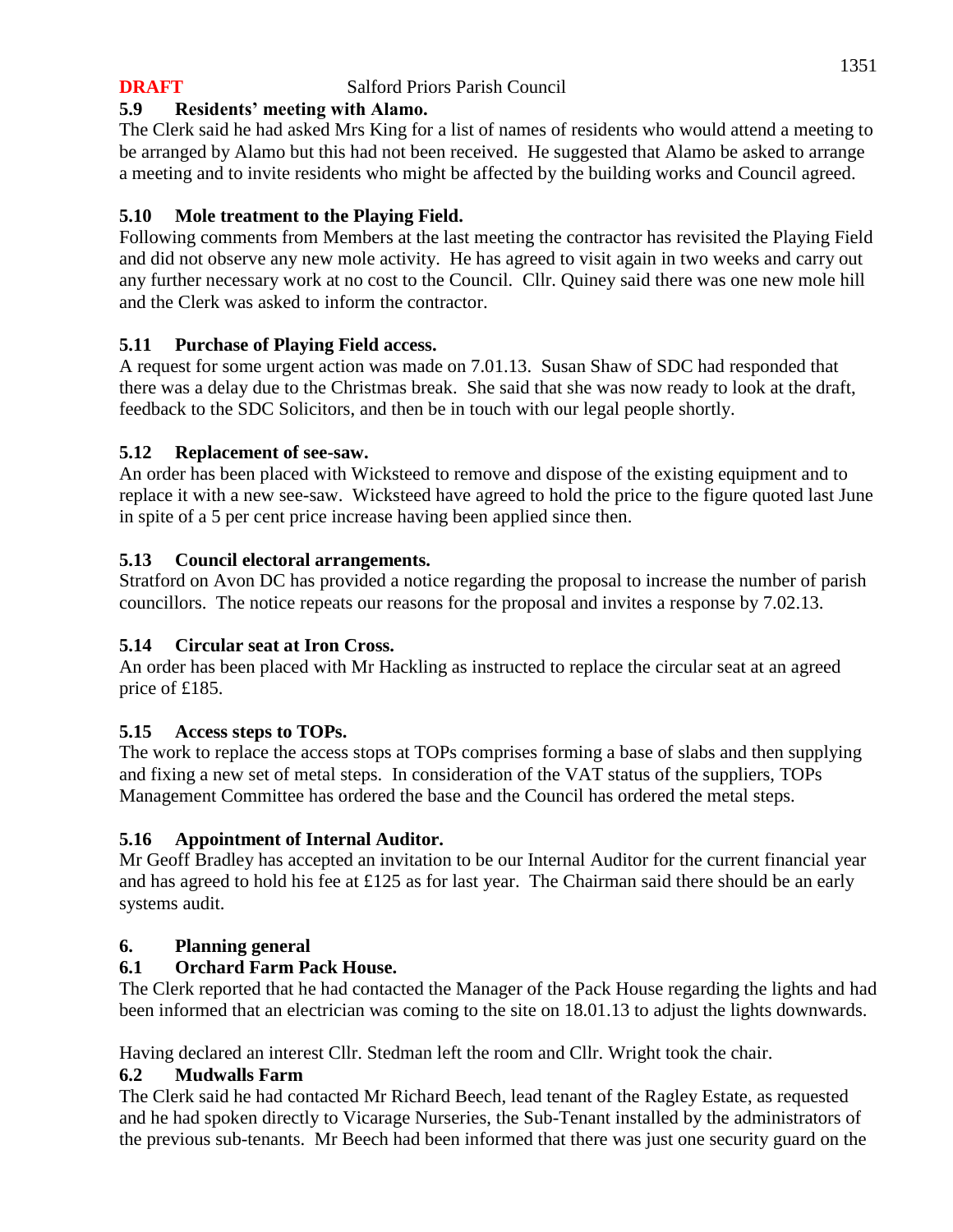### 5.9 Residents' meeting with Alamo.

The Clerk said he had asked Mrs King for a list of names of residents who would attend a meeting to be arranged by Alamo but this had not been received. He suggested that Alamo be asked to arrange a meeting and to invite residents who might be affected by the building works and Council agreed.

### 5.10 Mole treatment to the Playing Field.

Following comments from Members at the last meeting the contractor has revisited the Playing Field and did not observe any new mole activity. He has agreed to visit again in two weeks and carry out any further necessary work at no cost to the Council. Cllr. Quiney said there was one new mole hill and the Clerk was asked to inform the contractor.

### 5.11 Purchase of Playing Field access.

A request for some urgent action was made on 7.01.13. Susan Shaw of SDC had responded that there was a delay due to the Christmas break. She said that she was now ready to look at the draft, feedback to the SDC Solicitors, and then be in touch with our legal people shortly.

### 5.12 Replacement of see-saw.

An order has been placed with Wicksteed to remove and dispose of the existing equipment and to replace it with a new see-saw. Wicksteed have agreed to hold the price to the figure quoted last June in spite of a 5 per cent price increase having been applied since then.

### 5.13 Council electoral arrangements.

Stratford on Avon DC has provided a notice regarding the proposal to increase the number of parish councillors. The notice repeats our reasons for the proposal and invites a response by 7.02.13.

### 5.14 Circular seat at Iron Cross.

An order has been placed with Mr Hackling as instructed to replace the circular seat at an agreed price of £185.

### 5.15 Access steps to TOPs.

The work to replace the access stops at TOPs comprises forming a base of slabs and then supplying and fixing a new set of metal steps. In consideration of the VAT status of the suppliers, TOPs Management Committee has ordered the base and the Council has ordered the metal steps.

### 5.16 Appointment of Internal Auditor.

Mr Geoff Bradley has accepted an invitation to be our Internal Auditor for the current financial year and has agreed to hold his fee at £125 as for last year. The Chairman said there should be an early systems audit.

## 6. Planning general

### 6.1 Orchard Farm Pack House.

The Clerk reported that he had contacted the Manager of the Pack House regarding the lights and had been informed that an electrician was coming to the site on 18.01.13 to adjust the lights downwards.

Having declared an interest Cllr. Stedman left the room and Cllr. Wright took the chair.

### 6.2 Mudwalls Farm

The Clerk said he had contacted Mr Richard Beech, lead tenant of the Ragley Estate, as requested and he had spoken directly to Vicarage Nurseries, the Sub-Tenant installed by the administrators of the previous sub-tenants. Mr Beech had been informed that there was just one security guard on the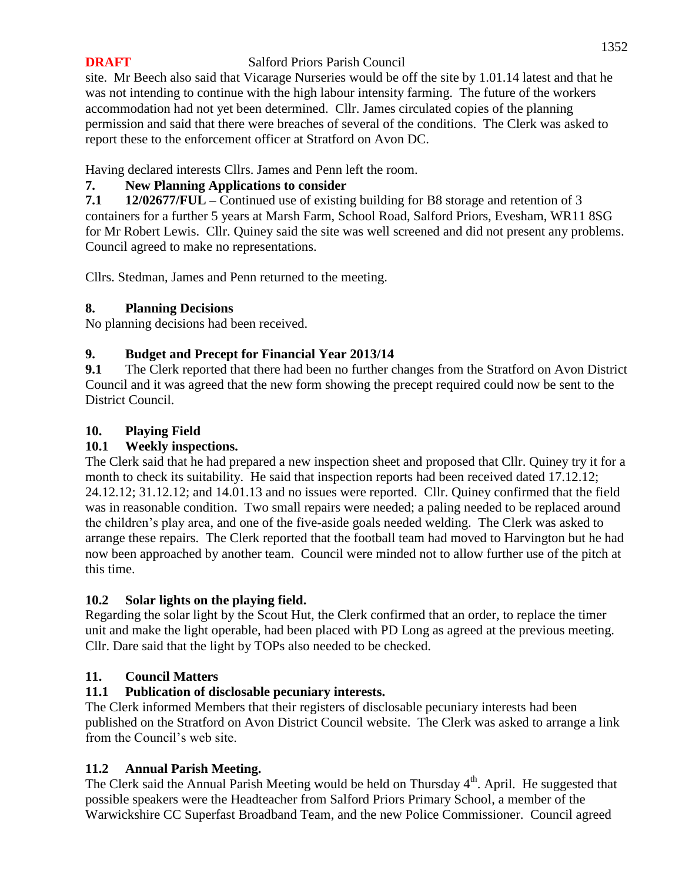site. Mr Beech also said that Vicarage Nurseries would be off the site by 1.01.14 latest and that he was not intending to continue with the high labour intensity farming. The future of the workers accommodation had not yet been determined. Cllr. James circulated copies of the planning permission and said that there were breaches of several of the conditions. The Clerk was asked to report these to the enforcement officer at Stratford on Avon DC.

Having declared interests Cllrs. James and Penn left the room.

## 7. New Planning Applications to consider

**7.1 12/02677/FUL –** Continued use of existing building for B8 storage and retention of 3 containers for a further 5 years at Marsh Farm, School Road, Salford Priors, Evesham, WR11 8SG for Mr Robert Lewis. Cllr. Quiney said the site was well screened and did not present any problems. Council agreed to make no representations.

Cllrs. Stedman, James and Penn returned to the meeting.

## 8. Planning Decisions

No planning decisions had been received.

## 9. Budget and Precept for Financial Year 2013/14

**9.1** The Clerk reported that there had been no further changes from the Stratford on Avon District Council and it was agreed that the new form showing the precept required could now be sent to the District Council.

## 10. Playing Field

### 10.1 Weekly inspections.

The Clerk said that he had prepared a new inspection sheet and proposed that Cllr. Quiney try it for a month to check its suitability. He said that inspection reports had been received dated 17.12.12; 24.12.12; 31.12.12; and 14.01.13 and no issues were reported. Cllr. Quiney confirmed that the field was in reasonable condition. Two small repairs were needed; a paling needed to be replaced around the children's play area, and one of the five-aside goals needed welding. The Clerk was asked to arrange these repairs. The Clerk reported that the football team had moved to Harvington but he had now been approached by another team. Council were minded not to allow further use of the pitch at this time.

### 10.2 Solar lights on the playing field.

Regarding the solar light by the Scout Hut, the Clerk confirmed that an order, to replace the timer unit and make the light operable, had been placed with PD Long as agreed at the previous meeting. Cllr. Dare said that the light by TOPs also needed to be checked.

## 11. Council Matters

### 11.1 Publication of disclosable pecuniary interests.

The Clerk informed Members that their registers of disclosable pecuniary interests had been published on the Stratford on Avon District Council website. The Clerk was asked to arrange a link from the Council's web site.

### 11.2 Annual Parish Meeting.

The Clerk said the Annual Parish Meeting would be held on Thursday 4th. April. He suggested that possible speakers were the Headteacher from Salford Priors Primary School, a member of the Warwickshire CC Superfast Broadband Team, and the new Police Commissioner. Council agreed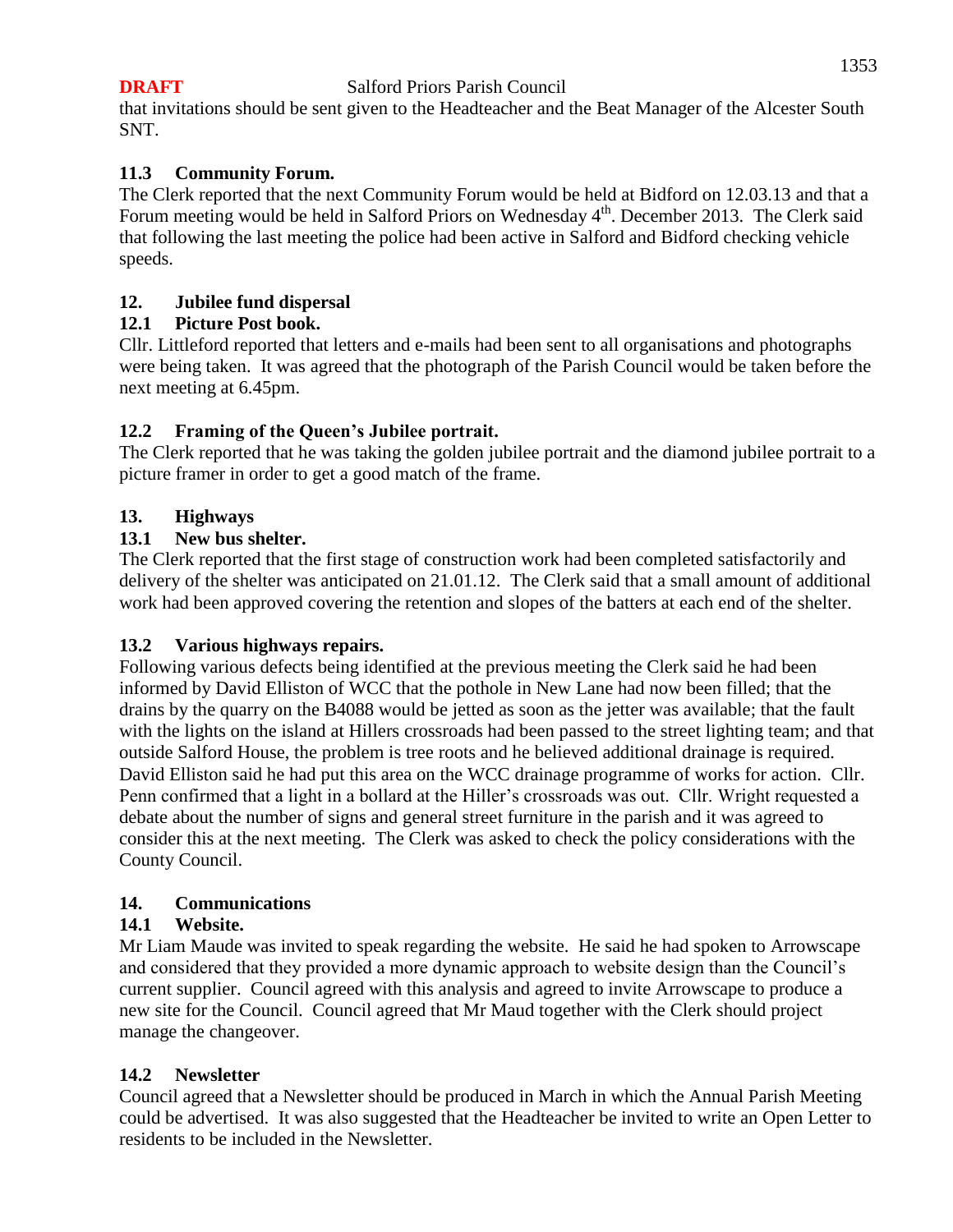that invitations should be sent given to the Headteacher and the Beat Manager of the Alcester South SNT.

### 11.3 Community Forum.

The Clerk reported that the next Community Forum would be held at Bidford on 12.03.13 and that a Forum meeting would be held in Salford Priors on Wednesday 4th. December 2013. The Clerk said that following the last meeting the police had been active in Salford and Bidford checking vehicle speeds.

## 12. Jubilee fund dispersal

### 12.1 Picture Post book.

Cllr. Littleford reported that letters and e-mails had been sent to all organisations and photographs were being taken. It was agreed that the photograph of the Parish Council would be taken before the next meeting at 6.45pm.

### 12.2 Framing of the Queen's Jubilee portrait.

The Clerk reported that he was taking the golden jubilee portrait and the diamond jubilee portrait to a picture framer in order to get a good match of the frame.

## 13. Highways

### 13.1 New bus shelter.

The Clerk reported that the first stage of construction work had been completed satisfactorily and delivery of the shelter was anticipated on 21.01.12. The Clerk said that a small amount of additional work had been approved covering the retention and slopes of the batters at each end of the shelter.

### 13.2 Various highways repairs.

Following various defects being identified at the previous meeting the Clerk said he had been informed by David Elliston of WCC that the pothole in New Lane had now been filled; that the drains by the quarry on the B4088 would be jetted as soon as the jetter was available; that the fault with the lights on the island at Hillers crossroads had been passed to the street lighting team; and that outside Salford House, the problem is tree roots and he believed additional drainage is required. David Elliston said he had put this area on the WCC drainage programme of works for action. Cllr. Penn confirmed that a light in a bollard at the Hiller's crossroads was out. Cllr. Wright requested a debate about the number of signs and general street furniture in the parish and it was agreed to consider this at the next meeting. The Clerk was asked to check the policy considerations with the County Council.

## 14. Communications

### 14.1 Website.

Mr Liam Maude was invited to speak regarding the website. He said he had spoken to Arrowscape and considered that they provided a more dynamic approach to website design than the Council's current supplier. Council agreed with this analysis and agreed to invite Arrowscape to produce a new site for the Council. Council agreed that Mr Maud together with the Clerk should project manage the changeover.

### 14.2 Newsletter

Council agreed that a Newsletter should be produced in March in which the Annual Parish Meeting could be advertised. It was also suggested that the Headteacher be invited to write an Open Letter to residents to be included in the Newsletter.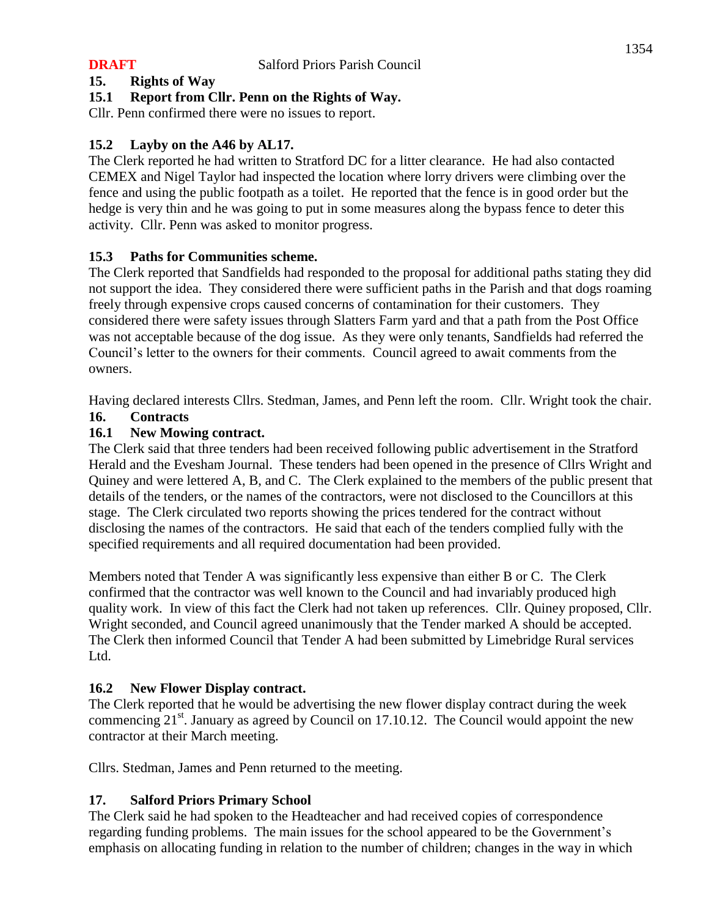**DRAFT** Salford Priors Parish Council

## 15. Rights of Way

### 15.1 Report from Cllr. Penn on the Rights of Way.

Cllr. Penn confirmed there were no issues to report.

### 15.2 Layby on the A46 by AL17.

The Clerk reported he had written to Stratford DC for a litter clearance. He had also contacted CEMEX and Nigel Taylor had inspected the location where lorry drivers were climbing over the fence and using the public footpath as a toilet. He reported that the fence is in good order but the hedge is very thin and he was going to put in some measures along the bypass fence to deter this activity. Cllr. Penn was asked to monitor progress.

### 15.3 Paths for Communities scheme.

The Clerk reported that Sandfields had responded to the proposal for additional paths stating they did not support the idea. They considered there were sufficient paths in the Parish and that dogs roaming freely through expensive crops caused concerns of contamination for their customers. They considered there were safety issues through Slatters Farm yard and that a path from the Post Office was not acceptable because of the dog issue. As they were only tenants, Sandfields had referred the Council's letter to the owners for their comments. Council agreed to await comments from the owners.

Having declared interests Cllrs. Stedman, James, and Penn left the room. Cllr. Wright took the chair.

## 16. Contracts

### 16.1 New Mowing contract.

The Clerk said that three tenders had been received following public advertisement in the Stratford Herald and the Evesham Journal. These tenders had been opened in the presence of Cllrs Wright and Quiney and were lettered A, B, and C. The Clerk explained to the members of the public present that details of the tenders, or the names of the contractors, were not disclosed to the Councillors at this stage. The Clerk circulated two reports showing the prices tendered for the contract without disclosing the names of the contractors. He said that each of the tenders complied fully with the specified requirements and all required documentation had been provided.

Members noted that Tender A was significantly less expensive than either B or C. The Clerk confirmed that the contractor was well known to the Council and had invariably produced high quality work. In view of this fact the Clerk had not taken up references. Cllr. Quiney proposed, Cllr. Wright seconded, and Council agreed unanimously that the Tender marked A should be accepted. The Clerk then informed Council that Tender A had been submitted by Limebridge Rural services Ltd.

### 16.2 New Flower Display contract.

The Clerk reported that he would be advertising the new flower display contract during the week commencing 21st. January as agreed by Council on 17.10.12. The Council would appoint the new contractor at their March meeting.

Cllrs. Stedman, James and Penn returned to the meeting.

## 17. Salford Priors Primary School

The Clerk said he had spoken to the Headteacher and had received copies of correspondence regarding funding problems. The main issues for the school appeared to be the Government's emphasis on allocating funding in relation to the number of children; changes in the way in which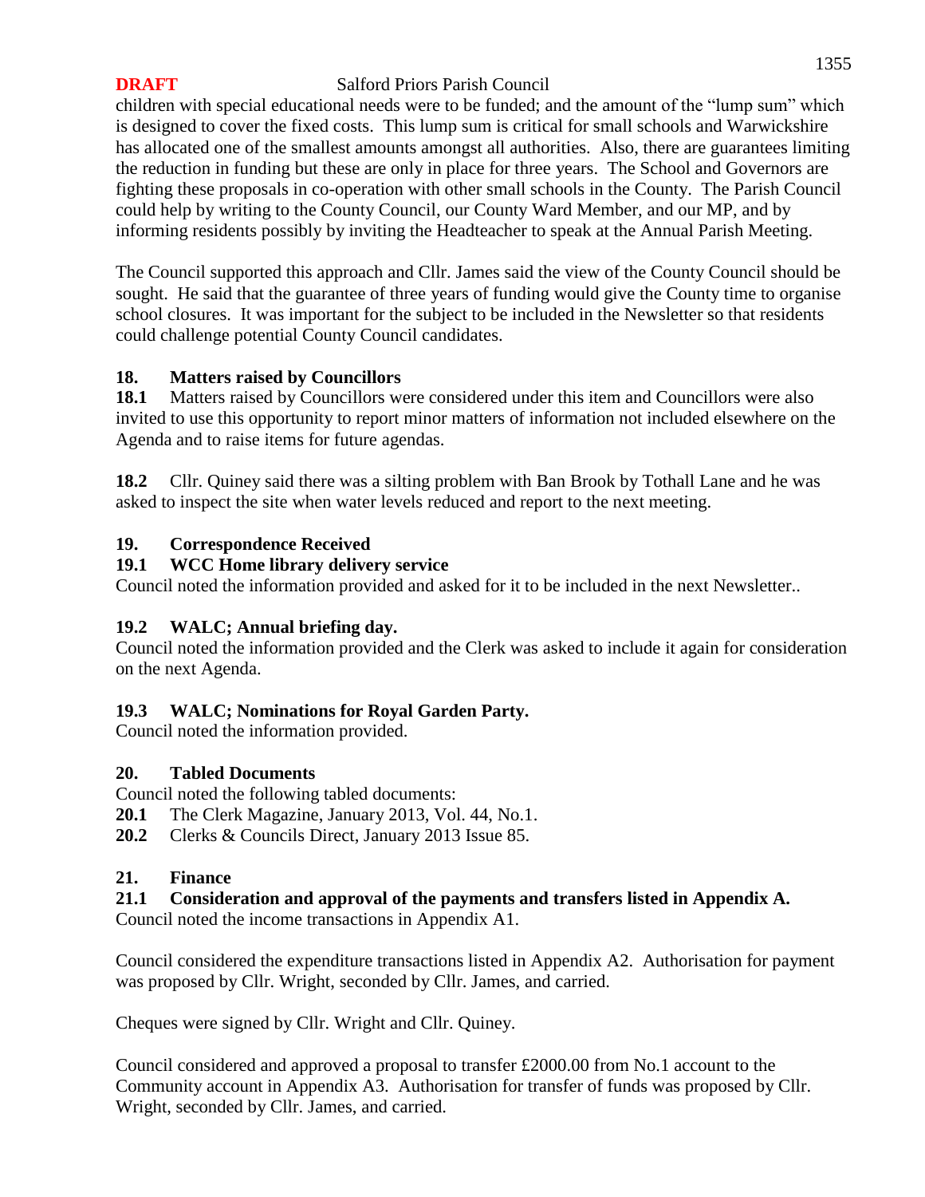children with special educational needs were to be funded; and the amount of the "lump sum" which is designed to cover the fixed costs. This lump sum is critical for small schools and Warwickshire has allocated one of the smallest amounts amongst all authorities. Also, there are guarantees limiting the reduction in funding but these are only in place for three years. The School and Governors are fighting these proposals in co-operation with other small schools in the County. The Parish Council could help by writing to the County Council, our County Ward Member, and our MP, and by informing residents possibly by inviting the Headteacher to speak at the Annual Parish Meeting.

The Council supported this approach and Cllr. James said the view of the County Council should be sought. He said that the guarantee of three years of funding would give the County time to organise school closures. It was important for the subject to be included in the Newsletter so that residents could challenge potential County Council candidates.

## 18. Matters raised by Councillors

**18.1** Matters raised by Councillors were considered under this item and Councillors were also invited to use this opportunity to report minor matters of information not included elsewhere on the Agenda and to raise items for future agendas.

**18.2** Cllr. Quiney said there was a silting problem with Ban Brook by Tothall Lane and he was asked to inspect the site when water levels reduced and report to the next meeting.

## 19. Correspondence Received

### 19.1 WCC Home library delivery service

Council noted the information provided and asked for it to be included in the next Newsletter..

### 19.2 WALC; Annual briefing day.

Council noted the information provided and the Clerk was asked to include it again for consideration on the next Agenda.

### 19.3 WALC; Nominations for Royal Garden Party.

Council noted the information provided.

## 20. Tabled Documents

Council noted the following tabled documents:

**20.1** The Clerk Magazine, January 2013, Vol. 44, No.1.
**20.2** Clerks & Councils Direct, January 2013 Issue 85.

## 21. Finance

### 21.1 Consideration and approval of the payments and transfers listed in Appendix A.

Council noted the income transactions in Appendix A1.

Council considered the expenditure transactions listed in Appendix A2. Authorisation for payment was proposed by Cllr. Wright, seconded by Cllr. James, and carried.

Cheques were signed by Cllr. Wright and Cllr. Quiney.

Council considered and approved a proposal to transfer £2000.00 from No.1 account to the Community account in Appendix A3. Authorisation for transfer of funds was proposed by Cllr. Wright, seconded by Cllr. James, and carried.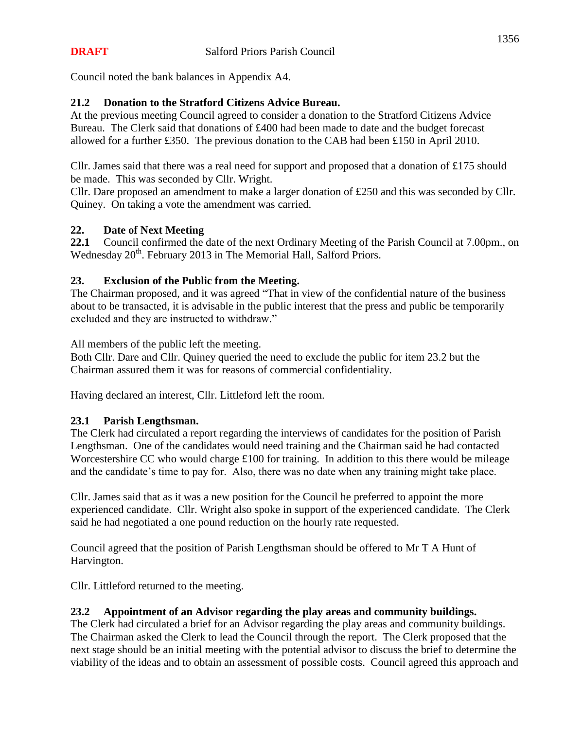Council noted the bank balances in Appendix A4.

### 21.2 Donation to the Stratford Citizens Advice Bureau.

At the previous meeting Council agreed to consider a donation to the Stratford Citizens Advice Bureau. The Clerk said that donations of £400 had been made to date and the budget forecast allowed for a further £350. The previous donation to the CAB had been £150 in April 2010.

Cllr. James said that there was a real need for support and proposed that a donation of £175 should be made. This was seconded by Cllr. Wright.
Cllr. Dare proposed an amendment to make a larger donation of £250 and this was seconded by Cllr. Quiney. On taking a vote the amendment was carried.

## 22. Date of Next Meeting

**22.1** Council confirmed the date of the next Ordinary Meeting of the Parish Council at 7.00pm., on Wednesday 20th. February 2013 in The Memorial Hall, Salford Priors.

## 23. Exclusion of the Public from the Meeting.

The Chairman proposed, and it was agreed "That in view of the confidential nature of the business about to be transacted, it is advisable in the public interest that the press and public be temporarily excluded and they are instructed to withdraw."

All members of the public left the meeting.
Both Cllr. Dare and Cllr. Quiney queried the need to exclude the public for item 23.2 but the Chairman assured them it was for reasons of commercial confidentiality.

Having declared an interest, Cllr. Littleford left the room.

### 23.1 Parish Lengthsman.

The Clerk had circulated a report regarding the interviews of candidates for the position of Parish Lengthsman. One of the candidates would need training and the Chairman said he had contacted Worcestershire CC who would charge £100 for training. In addition to this there would be mileage and the candidate's time to pay for. Also, there was no date when any training might take place.

Cllr. James said that as it was a new position for the Council he preferred to appoint the more experienced candidate. Cllr. Wright also spoke in support of the experienced candidate. The Clerk said he had negotiated a one pound reduction on the hourly rate requested.

Council agreed that the position of Parish Lengthsman should be offered to Mr T A Hunt of Harvington.

Cllr. Littleford returned to the meeting.

### 23.2 Appointment of an Advisor regarding the play areas and community buildings.

The Clerk had circulated a brief for an Advisor regarding the play areas and community buildings. The Chairman asked the Clerk to lead the Council through the report. The Clerk proposed that the next stage should be an initial meeting with the potential advisor to discuss the brief to determine the viability of the ideas and to obtain an assessment of possible costs. Council agreed this approach and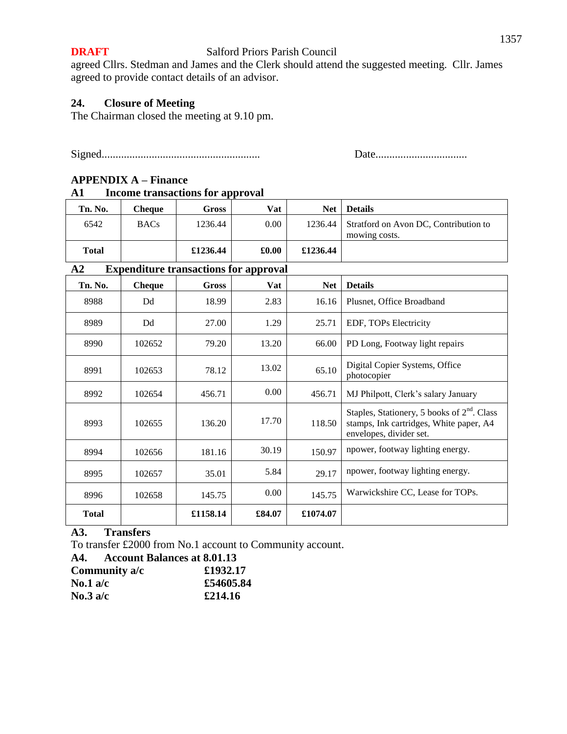agreed Cllrs. Stedman and James and the Clerk should attend the suggested meeting. Cllr. James agreed to provide contact details of an advisor.

### 24. Closure of Meeting

The Chairman closed the meeting at 9.10 pm.

Signed......................................................... Date.................................

## APPENDIX A – Finance

### A1 Income transactions for approval

| Tn. No. | Cheque | Gross | Vat | Net | Details |
|---|---|---|---|---|---|
| 6542 | BACs | 1236.44 | 0.00 | 1236.44 | Stratford on Avon DC, Contribution to mowing costs. |
| **Total** | | **£1236.44** | **£0.00** | **£1236.44** | |

### A2 Expenditure transactions for approval

| Tn. No. | Cheque | Gross | Vat | Net | Details |
|---|---|---|---|---|---|
| 8988 | Dd | 18.99 | 2.83 | 16.16 | Plusnet, Office Broadband |
| 8989 | Dd | 27.00 | 1.29 | 25.71 | EDF, TOPs Electricity |
| 8990 | 102652 | 79.20 | 13.20 | 66.00 | PD Long, Footway light repairs |
| 8991 | 102653 | 78.12 | 13.02 | 65.10 | Digital Copier Systems, Office photocopier |
| 8992 | 102654 | 456.71 | 0.00 | 456.71 | MJ Philpott, Clerk's salary January |
| 8993 | 102655 | 136.20 | 17.70 | 118.50 | Staples, Stationery, 5 books of 2nd. Class stamps, Ink cartridges, White paper, A4 envelopes, divider set. |
| 8994 | 102656 | 181.16 | 30.19 | 150.97 | npower, footway lighting energy. |
| 8995 | 102657 | 35.01 | 5.84 | 29.17 | npower, footway lighting energy. |
| 8996 | 102658 | 145.75 | 0.00 | 145.75 | Warwickshire CC, Lease for TOPs. |
| **Total** | | **£1158.14** | **£84.07** | **£1074.07** | |

### A3. Transfers

To transfer £2000 from No.1 account to Community account.

### A4. Account Balances at 8.01.13

**Community a/c** **£1932.17**
**No.1 a/c** **£54605.84**
**No.3 a/c** **£214.16**